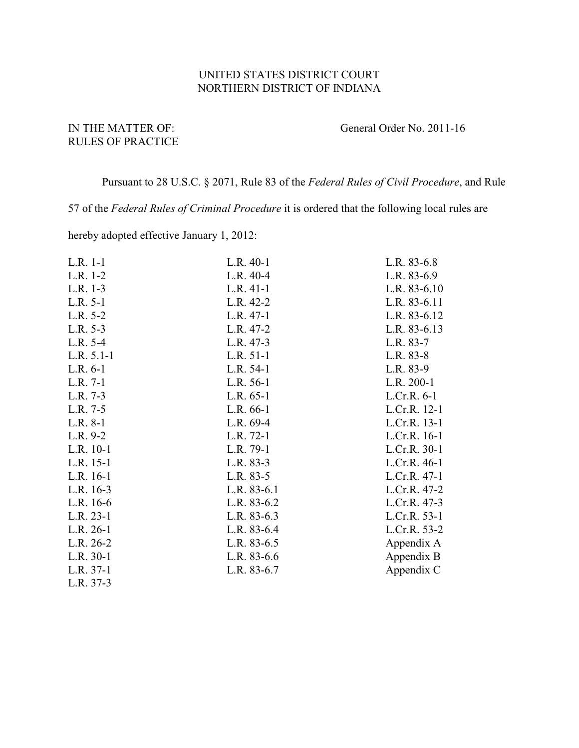UNITED STATES DISTRICT COURT
NORTHERN DISTRICT OF INDIANA

IN THE MATTER OF:
RULES OF PRACTICE

General Order No. 2011-16

Pursuant to 28 U.S.C. § 2071, Rule 83 of the *Federal Rules of Civil Procedure*, and Rule 57 of the *Federal Rules of Criminal Procedure* it is ordered that the following local rules are hereby adopted effective January 1, 2012:

L.R. 1-1
L.R. 1-2
L.R. 1-3
L.R. 5-1
L.R. 5-2
L.R. 5-3
L.R. 5-4
L.R. 5.1-1
L.R. 6-1
L.R. 7-1
L.R. 7-3
L.R. 7-5
L.R. 8-1
L.R. 9-2
L.R. 10-1
L.R. 15-1
L.R. 16-1
L.R. 16-3
L.R. 16-6
L.R. 23-1
L.R. 26-1
L.R. 26-2
L.R. 30-1
L.R. 37-1
L.R. 37-3
L.R. 40-1
L.R. 40-4
L.R. 41-1
L.R. 42-2
L.R. 47-1
L.R. 47-2
L.R. 47-3
L.R. 51-1
L.R. 54-1
L.R. 56-1
L.R. 65-1
L.R. 66-1
L.R. 69-4
L.R. 72-1
L.R. 79-1
L.R. 83-3
L.R. 83-5
L.R. 83-6.1
L.R. 83-6.2
L.R. 83-6.3
L.R. 83-6.4
L.R. 83-6.5
L.R. 83-6.6
L.R. 83-6.7
L.R. 83-6.8
L.R. 83-6.9
L.R. 83-6.10
L.R. 83-6.11
L.R. 83-6.12
L.R. 83-6.13
L.R. 83-7
L.R. 83-8
L.R. 83-9
L.R. 200-1
L.Cr.R. 6-1
L.Cr.R. 12-1
L.Cr.R. 13-1
L.Cr.R. 16-1
L.Cr.R. 30-1
L.Cr.R. 46-1
L.Cr.R. 47-1
L.Cr.R. 47-2
L.Cr.R. 47-3
L.Cr.R. 53-1
L.Cr.R. 53-2
Appendix A
Appendix B
Appendix C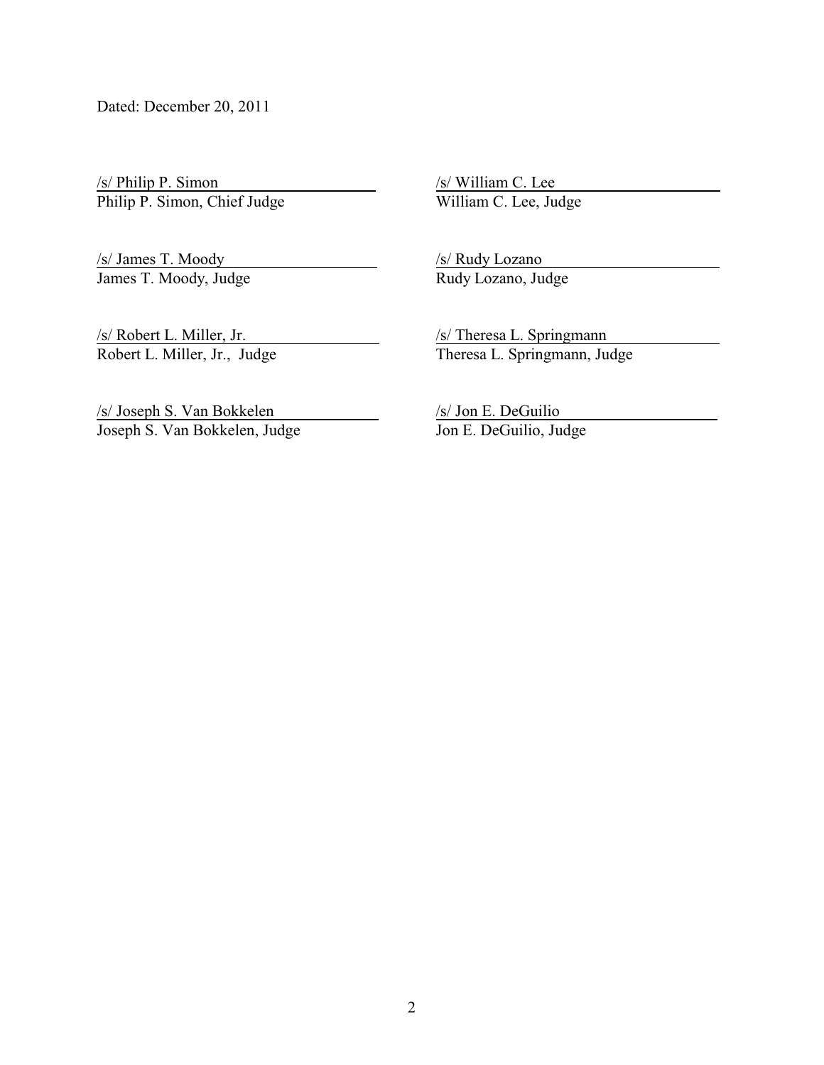Dated: December 20, 2011

/s/ Philip P. Simon
Philip P. Simon, Chief Judge

/s/ William C. Lee
William C. Lee, Judge

/s/ James T. Moody
James T. Moody, Judge

/s/ Rudy Lozano
Rudy Lozano, Judge

/s/ Robert L. Miller, Jr.
Robert L. Miller, Jr., Judge

/s/ Theresa L. Springmann
Theresa L. Springmann, Judge

/s/ Joseph S. Van Bokkelen
Joseph S. Van Bokkelen, Judge

/s/ Jon E. DeGuilio
Jon E. DeGuilio, Judge